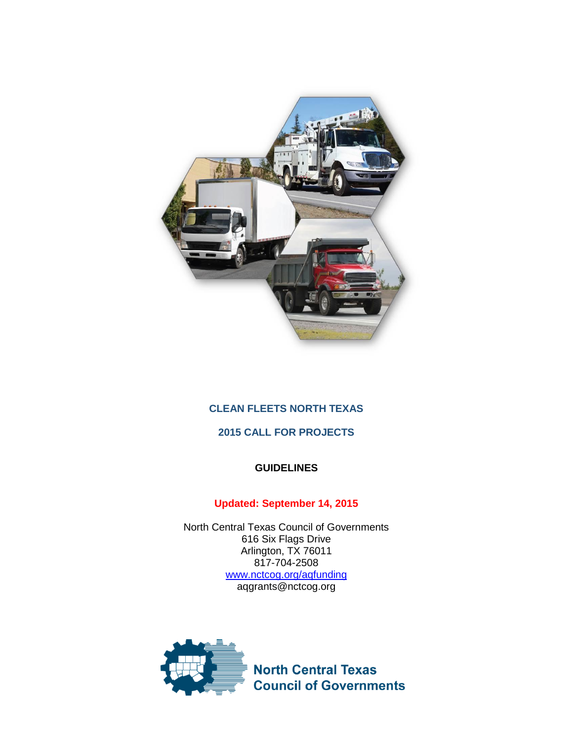# CLEAN FLEETS NORTH TEXAS

## 2015 CALL FOR PROJECTS

### GUIDELINES

**Updated: September 14, 2015**

North Central Texas Council of Governments
616 Six Flags Drive
Arlington, TX 76011
817-704-2508
www.nctcog.org/aqfunding
aqgrants@nctcog.org

North Central Texas Council of Governments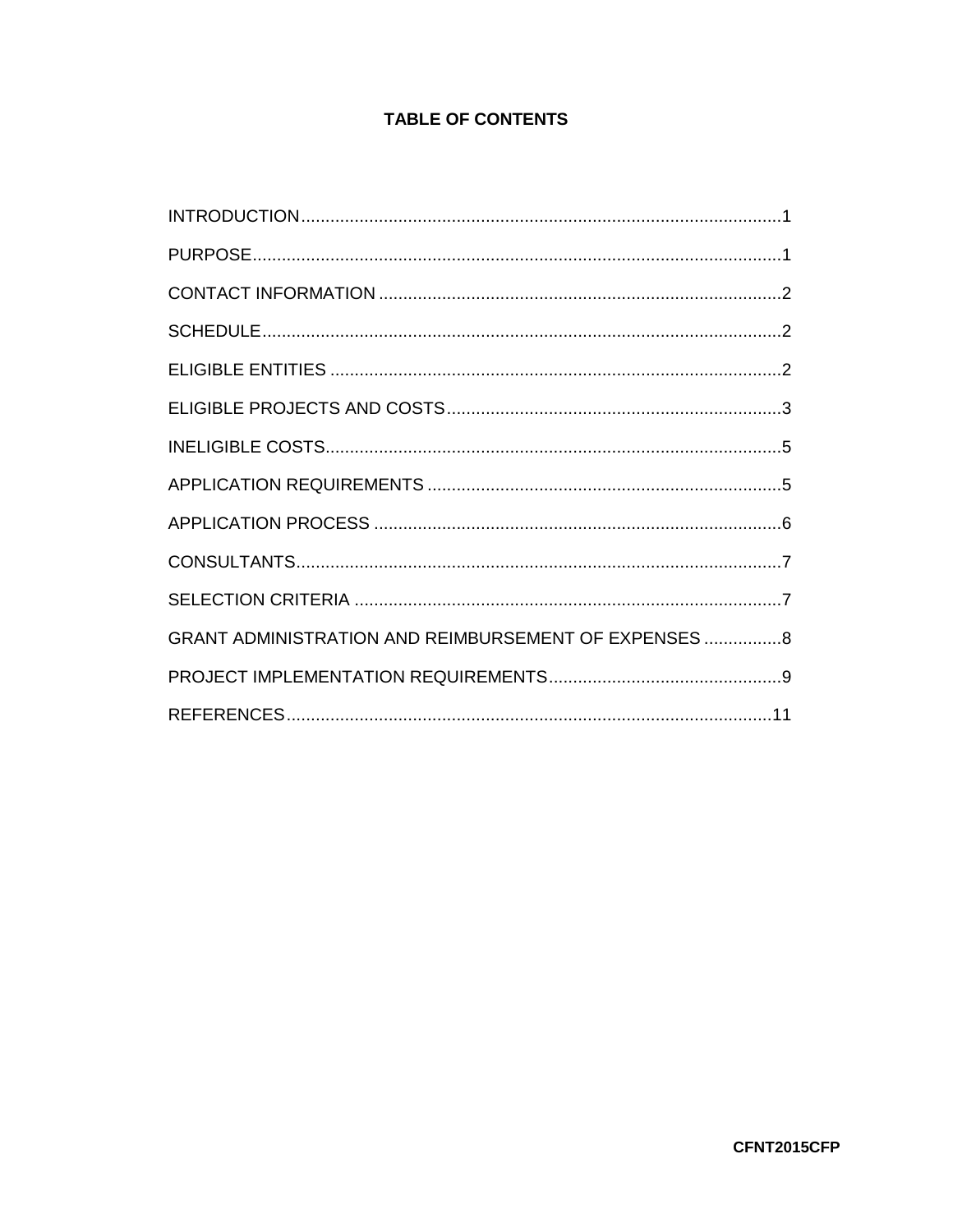# TABLE OF CONTENTS

INTRODUCTION....................................................................................................1

PURPOSE............................................................................................................1

CONTACT INFORMATION ..................................................................................2

SCHEDULE..........................................................................................................2

ELIGIBLE ENTITIES ............................................................................................2

ELIGIBLE PROJECTS AND COSTS....................................................................3

INELIGIBLE COSTS.............................................................................................5

APPLICATION REQUIREMENTS ........................................................................5

APPLICATION PROCESS ...................................................................................6

CONSULTANTS...................................................................................................7

SELECTION CRITERIA .......................................................................................7

GRANT ADMINISTRATION AND REIMBURSEMENT OF EXPENSES ................8

PROJECT IMPLEMENTATION REQUIREMENTS................................................9

REFERENCES...................................................................................................11

**CFNT2015CFP**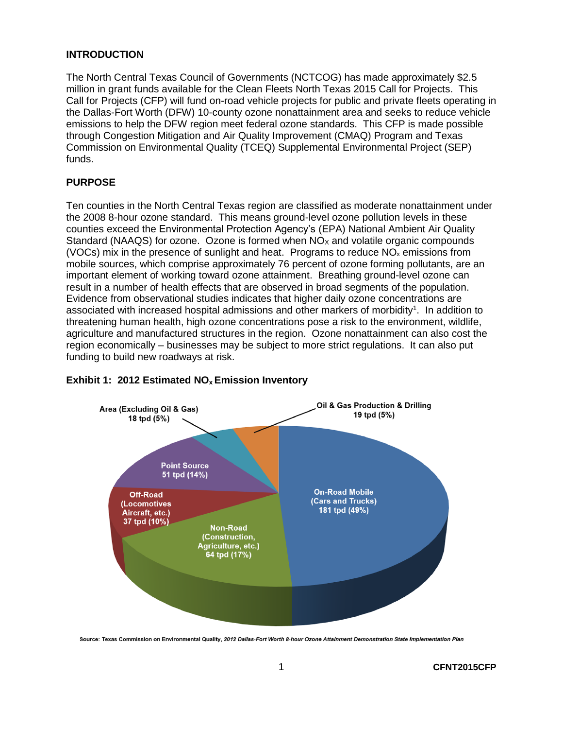## INTRODUCTION

The North Central Texas Council of Governments (NCTCOG) has made approximately $2.5 million in grant funds available for the Clean Fleets North Texas 2015 Call for Projects. This Call for Projects (CFP) will fund on-road vehicle projects for public and private fleets operating in the Dallas-Fort Worth (DFW) 10-county ozone nonattainment area and seeks to reduce vehicle emissions to help the DFW region meet federal ozone standards. This CFP is made possible through Congestion Mitigation and Air Quality Improvement (CMAQ) Program and Texas Commission on Environmental Quality (TCEQ) Supplemental Environmental Project (SEP) funds.

## PURPOSE

Ten counties in the North Central Texas region are classified as moderate nonattainment under the 2008 8-hour ozone standard. This means ground-level ozone pollution levels in these counties exceed the Environmental Protection Agency's (EPA) National Ambient Air Quality Standard (NAAQS) for ozone. Ozone is formed when $NO_X$ and volatile organic compounds (VOCs) mix in the presence of sunlight and heat. Programs to reduce $NO_x$ emissions from mobile sources, which comprise approximately 76 percent of ozone forming pollutants, are an important element of working toward ozone attainment. Breathing ground-level ozone can result in a number of health effects that are observed in broad segments of the population. Evidence from observational studies indicates that higher daily ozone concentrations are associated with increased hospital admissions and other markers of morbidity[1]. In addition to threatening human health, high ozone concentrations pose a risk to the environment, wildlife, agriculture and manufactured structures in the region. Ozone nonattainment can also cost the region economically – businesses may be subject to more strict regulations. It can also put funding to build new roadways at risk.

**Exhibit 1: 2012 Estimated $NO_x$ Emission Inventory**

Area (Excluding Oil & Gas) 18 tpd (5%)

Oil & Gas Production & Drilling 19 tpd (5%)

Point Source 51 tpd (14%)

Off-Road (Locomotives Aircraft, etc.) 37 tpd (10%)

Non-Road (Construction, Agriculture, etc.) 64 tpd (17%)

On-Road Mobile (Cars and Trucks) 181 tpd (49%)

Source: Texas Commission on Environmental Quality, *2012 Dallas-Fort Worth 8-hour Ozone Attainment Demonstration State Implementation Plan*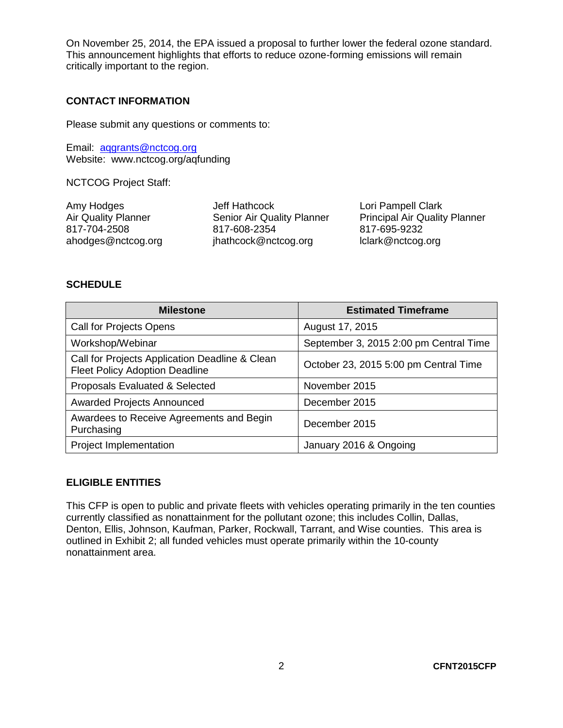On November 25, 2014, the EPA issued a proposal to further lower the federal ozone standard. This announcement highlights that efforts to reduce ozone-forming emissions will remain critically important to the region.

## CONTACT INFORMATION

Please submit any questions or comments to:

Email: aqgrants@nctcog.org
Website: www.nctcog.org/aqfunding

NCTCOG Project Staff:

Amy Hodges
Air Quality Planner
817-704-2508
ahodges@nctcog.org

Jeff Hathcock
Senior Air Quality Planner
817-608-2354
jhathcock@nctcog.org

Lori Pampell Clark
Principal Air Quality Planner
817-695-9232
lclark@nctcog.org

## SCHEDULE

| Milestone | Estimated Timeframe |
|---|---|
| Call for Projects Opens | August 17, 2015 |
| Workshop/Webinar | September 3, 2015 2:00 pm Central Time |
| Call for Projects Application Deadline & Clean Fleet Policy Adoption Deadline | October 23, 2015 5:00 pm Central Time |
| Proposals Evaluated & Selected | November 2015 |
| Awarded Projects Announced | December 2015 |
| Awardees to Receive Agreements and Begin Purchasing | December 2015 |
| Project Implementation | January 2016 & Ongoing |

## ELIGIBLE ENTITIES

This CFP is open to public and private fleets with vehicles operating primarily in the ten counties currently classified as nonattainment for the pollutant ozone; this includes Collin, Dallas, Denton, Ellis, Johnson, Kaufman, Parker, Rockwall, Tarrant, and Wise counties. This area is outlined in Exhibit 2; all funded vehicles must operate primarily within the 10-county nonattainment area.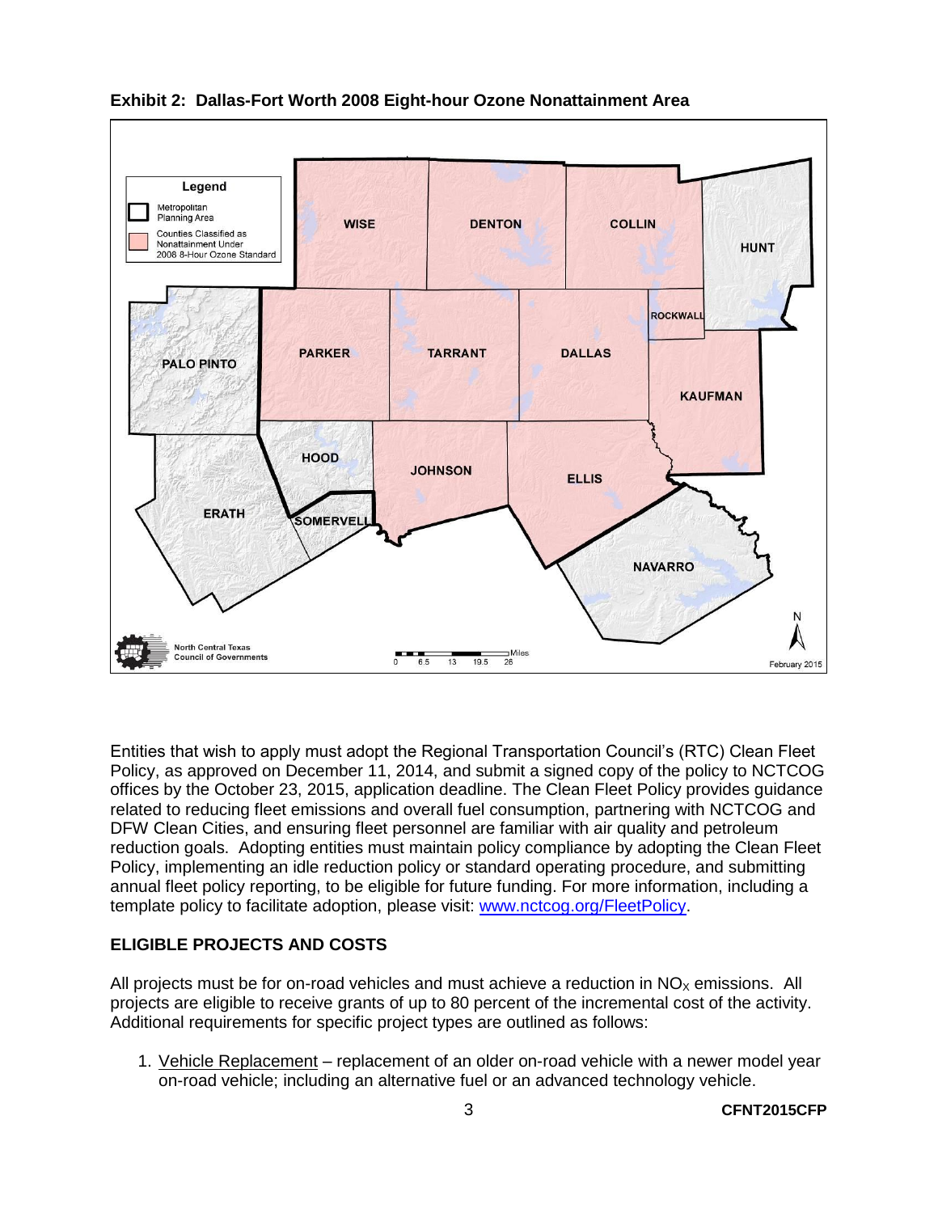**Exhibit 2: Dallas-Fort Worth 2008 Eight-hour Ozone Nonattainment Area**

Entities that wish to apply must adopt the Regional Transportation Council's (RTC) Clean Fleet Policy, as approved on December 11, 2014, and submit a signed copy of the policy to NCTCOG offices by the October 23, 2015, application deadline. The Clean Fleet Policy provides guidance related to reducing fleet emissions and overall fuel consumption, partnering with NCTCOG and DFW Clean Cities, and ensuring fleet personnel are familiar with air quality and petroleum reduction goals. Adopting entities must maintain policy compliance by adopting the Clean Fleet Policy, implementing an idle reduction policy or standard operating procedure, and submitting annual fleet policy reporting, to be eligible for future funding. For more information, including a template policy to facilitate adoption, please visit: [www.nctcog.org/FleetPolicy](www.nctcog.org/FleetPolicy).

## ELIGIBLE PROJECTS AND COSTS

All projects must be for on-road vehicles and must achieve a reduction in $NO_X$ emissions. All projects are eligible to receive grants of up to 80 percent of the incremental cost of the activity. Additional requirements for specific project types are outlined as follows:

1. Vehicle Replacement – replacement of an older on-road vehicle with a newer model year on-road vehicle; including an alternative fuel or an advanced technology vehicle.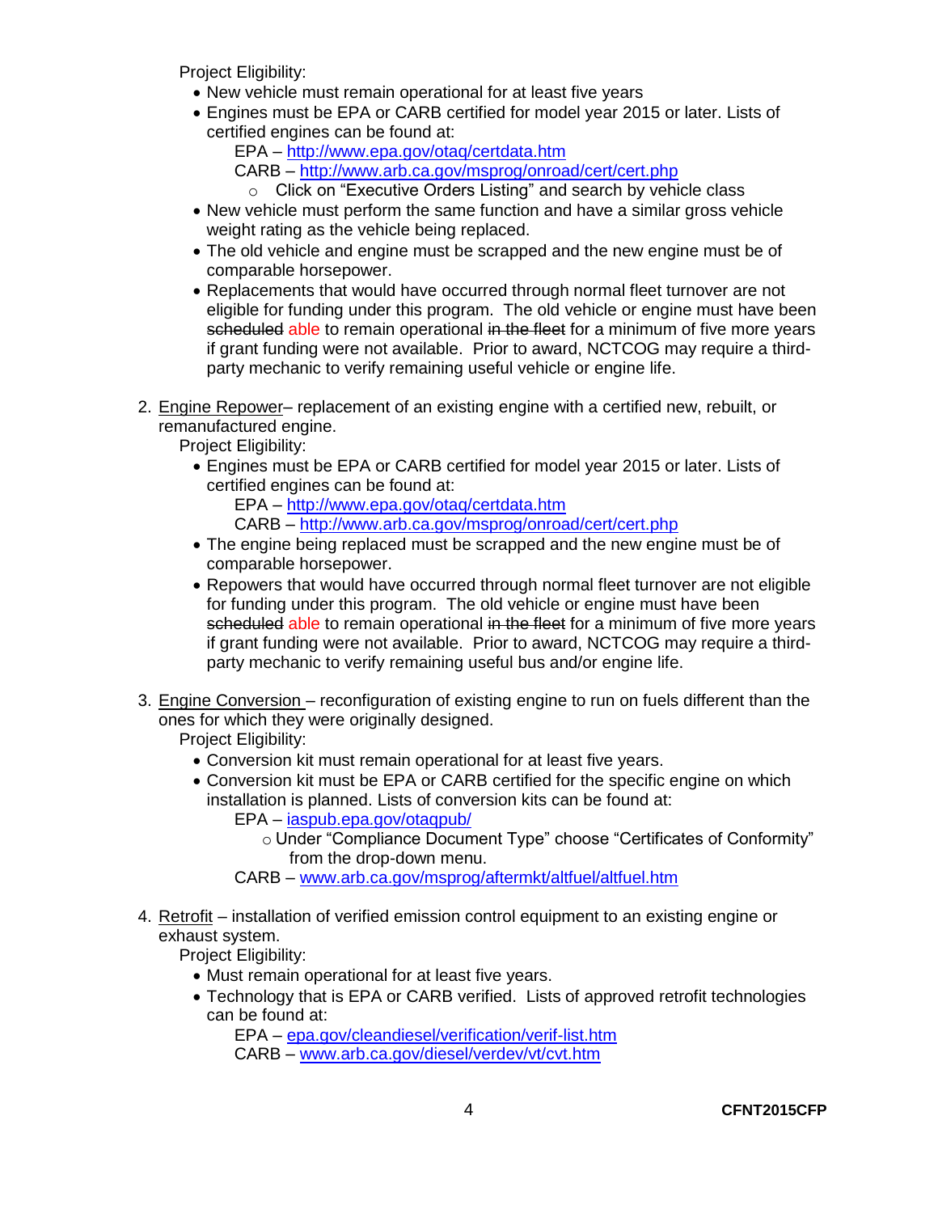Project Eligibility:

- New vehicle must remain operational for at least five years
- Engines must be EPA or CARB certified for model year 2015 or later. Lists of certified engines can be found at:
  - EPA – http://www.epa.gov/otaq/certdata.htm
  - CARB – http://www.arb.ca.gov/msprog/onroad/cert/cert.php
    - Click on "Executive Orders Listing" and search by vehicle class
- New vehicle must perform the same function and have a similar gross vehicle weight rating as the vehicle being replaced.
- The old vehicle and engine must be scrapped and the new engine must be of comparable horsepower.
- Replacements that would have occurred through normal fleet turnover are not eligible for funding under this program. The old vehicle or engine must have been ~~scheduled~~ able to remain operational ~~in the fleet~~ for a minimum of five more years if grant funding were not available. Prior to award, NCTCOG may require a third-party mechanic to verify remaining useful vehicle or engine life.

2. <u>Engine Repower</u>– replacement of an existing engine with a certified new, rebuilt, or remanufactured engine.

   Project Eligibility:

   - Engines must be EPA or CARB certified for model year 2015 or later. Lists of certified engines can be found at:
     - EPA – http://www.epa.gov/otaq/certdata.htm
     - CARB – http://www.arb.ca.gov/msprog/onroad/cert/cert.php
   - The engine being replaced must be scrapped and the new engine must be of comparable horsepower.
   - Repowers that would have occurred through normal fleet turnover are not eligible for funding under this program. The old vehicle or engine must have been ~~scheduled~~ able to remain operational ~~in the fleet~~ for a minimum of five more years if grant funding were not available. Prior to award, NCTCOG may require a third-party mechanic to verify remaining useful bus and/or engine life.

3. <u>Engine Conversion</u> – reconfiguration of existing engine to run on fuels different than the ones for which they were originally designed.

   Project Eligibility:

   - Conversion kit must remain operational for at least five years.
   - Conversion kit must be EPA or CARB certified for the specific engine on which installation is planned. Lists of conversion kits can be found at:
     - EPA – iaspub.epa.gov/otaqpub/
       - Under "Compliance Document Type" choose "Certificates of Conformity" from the drop-down menu.
     - CARB – www.arb.ca.gov/msprog/aftermkt/altfuel/altfuel.htm

4. <u>Retrofit</u> – installation of verified emission control equipment to an existing engine or exhaust system.

   Project Eligibility:

   - Must remain operational for at least five years.
   - Technology that is EPA or CARB verified. Lists of approved retrofit technologies can be found at:
     - EPA – epa.gov/cleandiesel/verification/verif-list.htm
     - CARB – www.arb.ca.gov/diesel/verdev/vt/cvt.htm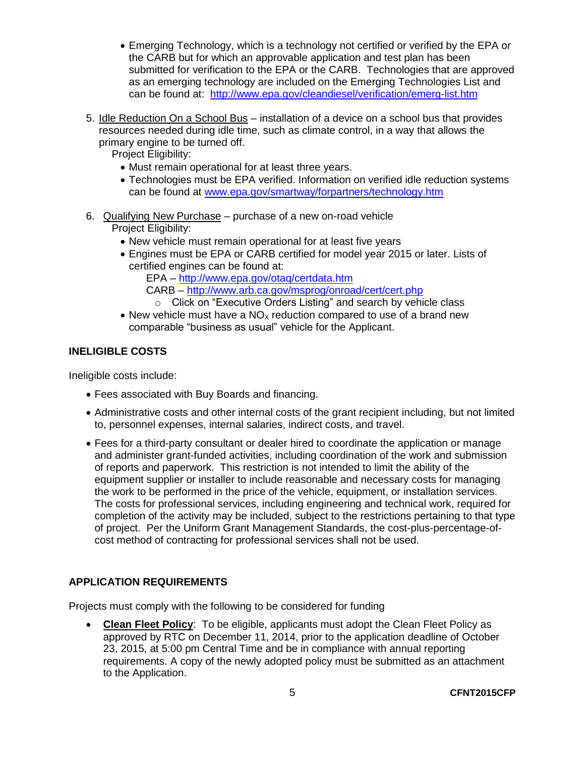- Emerging Technology, which is a technology not certified or verified by the EPA or the CARB but for which an approvable application and test plan has been submitted for verification to the EPA or the CARB. Technologies that are approved as an emerging technology are included on the Emerging Technologies List and can be found at: http://www.epa.gov/cleandiesel/verification/emerg-list.htm

5. Idle Reduction On a School Bus – installation of a device on a school bus that provides resources needed during idle time, such as climate control, in a way that allows the primary engine to be turned off.

   Project Eligibility:
   - Must remain operational for at least three years.
   - Technologies must be EPA verified. Information on verified idle reduction systems can be found at www.epa.gov/smartway/forpartners/technology.htm

6. Qualifying New Purchase – purchase of a new on-road vehicle

   Project Eligibility:
   - New vehicle must remain operational for at least five years
   - Engines must be EPA or CARB certified for model year 2015 or later. Lists of certified engines can be found at:

     EPA – http://www.epa.gov/otaq/certdata.htm

     CARB – http://www.arb.ca.gov/msprog/onroad/cert/cert.php
     - Click on "Executive Orders Listing" and search by vehicle class
   - New vehicle must have a $NO_x$ reduction compared to use of a brand new comparable "business as usual" vehicle for the Applicant.

**INELIGIBLE COSTS**

Ineligible costs include:

- Fees associated with Buy Boards and financing.
- Administrative costs and other internal costs of the grant recipient including, but not limited to, personnel expenses, internal salaries, indirect costs, and travel.
- Fees for a third-party consultant or dealer hired to coordinate the application or manage and administer grant-funded activities, including coordination of the work and submission of reports and paperwork. This restriction is not intended to limit the ability of the equipment supplier or installer to include reasonable and necessary costs for managing the work to be performed in the price of the vehicle, equipment, or installation services. The costs for professional services, including engineering and technical work, required for completion of the activity may be included, subject to the restrictions pertaining to that type of project. Per the Uniform Grant Management Standards, the cost-plus-percentage-of-cost method of contracting for professional services shall not be used.

**APPLICATION REQUIREMENTS**

Projects must comply with the following to be considered for funding

- **Clean Fleet Policy**: To be eligible, applicants must adopt the Clean Fleet Policy as approved by RTC on December 11, 2014, prior to the application deadline of October 23, 2015, at 5:00 pm Central Time and be in compliance with annual reporting requirements. A copy of the newly adopted policy must be submitted as an attachment to the Application.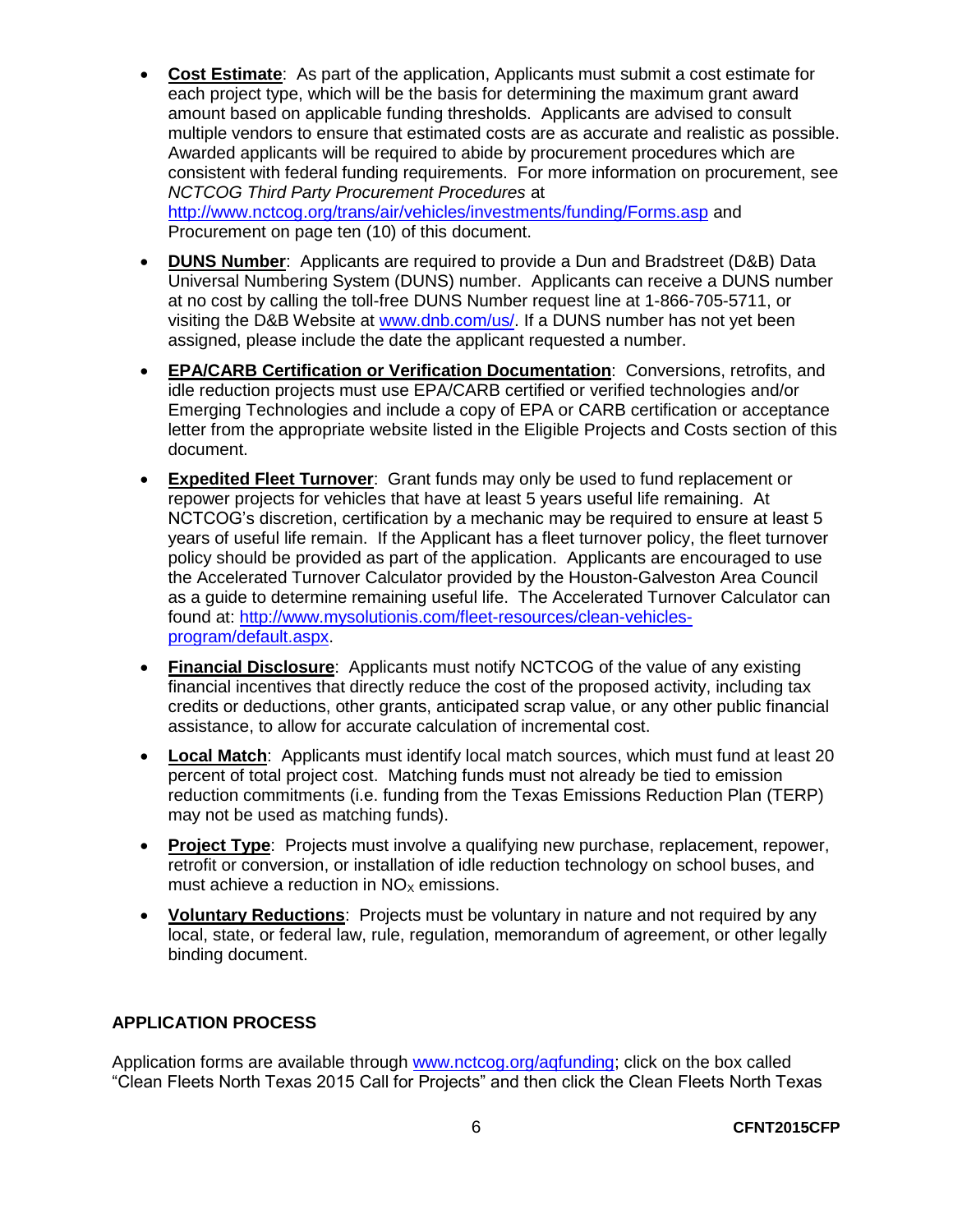- **Cost Estimate**: As part of the application, Applicants must submit a cost estimate for each project type, which will be the basis for determining the maximum grant award amount based on applicable funding thresholds. Applicants are advised to consult multiple vendors to ensure that estimated costs are as accurate and realistic as possible. Awarded applicants will be required to abide by procurement procedures which are consistent with federal funding requirements. For more information on procurement, see *NCTCOG Third Party Procurement Procedures* at http://www.nctcog.org/trans/air/vehicles/investments/funding/Forms.asp and Procurement on page ten (10) of this document.

- **DUNS Number**: Applicants are required to provide a Dun and Bradstreet (D&B) Data Universal Numbering System (DUNS) number. Applicants can receive a DUNS number at no cost by calling the toll-free DUNS Number request line at 1-866-705-5711, or visiting the D&B Website at www.dnb.com/us/. If a DUNS number has not yet been assigned, please include the date the applicant requested a number.

- **EPA/CARB Certification or Verification Documentation**: Conversions, retrofits, and idle reduction projects must use EPA/CARB certified or verified technologies and/or Emerging Technologies and include a copy of EPA or CARB certification or acceptance letter from the appropriate website listed in the Eligible Projects and Costs section of this document.

- **Expedited Fleet Turnover**: Grant funds may only be used to fund replacement or repower projects for vehicles that have at least 5 years useful life remaining. At NCTCOG's discretion, certification by a mechanic may be required to ensure at least 5 years of useful life remain. If the Applicant has a fleet turnover policy, the fleet turnover policy should be provided as part of the application. Applicants are encouraged to use the Accelerated Turnover Calculator provided by the Houston-Galveston Area Council as a guide to determine remaining useful life. The Accelerated Turnover Calculator can found at: http://www.mysolutionis.com/fleet-resources/clean-vehicles-program/default.aspx.

- **Financial Disclosure**: Applicants must notify NCTCOG of the value of any existing financial incentives that directly reduce the cost of the proposed activity, including tax credits or deductions, other grants, anticipated scrap value, or any other public financial assistance, to allow for accurate calculation of incremental cost.

- **Local Match**: Applicants must identify local match sources, which must fund at least 20 percent of total project cost. Matching funds must not already be tied to emission reduction commitments (i.e. funding from the Texas Emissions Reduction Plan (TERP) may not be used as matching funds).

- **Project Type**: Projects must involve a qualifying new purchase, replacement, repower, retrofit or conversion, or installation of idle reduction technology on school buses, and must achieve a reduction in $NO_X$ emissions.

- **Voluntary Reductions**: Projects must be voluntary in nature and not required by any local, state, or federal law, rule, regulation, memorandum of agreement, or other legally binding document.

## APPLICATION PROCESS

Application forms are available through www.nctcog.org/aqfunding; click on the box called "Clean Fleets North Texas 2015 Call for Projects" and then click the Clean Fleets North Texas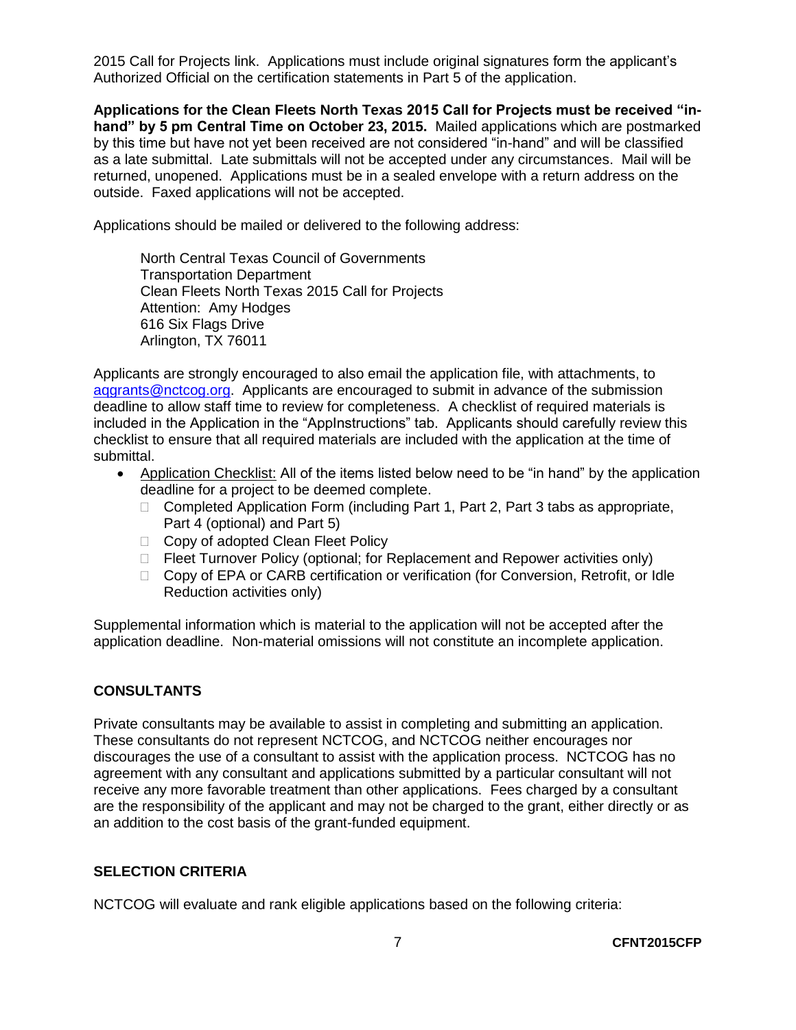2015 Call for Projects link. Applications must include original signatures form the applicant's Authorized Official on the certification statements in Part 5 of the application.

**Applications for the Clean Fleets North Texas 2015 Call for Projects must be received "in-hand" by 5 pm Central Time on October 23, 2015.** Mailed applications which are postmarked by this time but have not yet been received are not considered "in-hand" and will be classified as a late submittal. Late submittals will not be accepted under any circumstances. Mail will be returned, unopened. Applications must be in a sealed envelope with a return address on the outside. Faxed applications will not be accepted.

Applications should be mailed or delivered to the following address:

North Central Texas Council of Governments
Transportation Department
Clean Fleets North Texas 2015 Call for Projects
Attention: Amy Hodges
616 Six Flags Drive
Arlington, TX 76011

Applicants are strongly encouraged to also email the application file, with attachments, to aqgrants@nctcog.org. Applicants are encouraged to submit in advance of the submission deadline to allow staff time to review for completeness. A checklist of required materials is included in the Application in the "AppInstructions" tab. Applicants should carefully review this checklist to ensure that all required materials are included with the application at the time of submittal.

- Application Checklist: All of the items listed below need to be "in hand" by the application deadline for a project to be deemed complete.
  - Completed Application Form (including Part 1, Part 2, Part 3 tabs as appropriate, Part 4 (optional) and Part 5)
  - Copy of adopted Clean Fleet Policy
  - Fleet Turnover Policy (optional; for Replacement and Repower activities only)
  - Copy of EPA or CARB certification or verification (for Conversion, Retrofit, or Idle Reduction activities only)

Supplemental information which is material to the application will not be accepted after the application deadline. Non-material omissions will not constitute an incomplete application.

## CONSULTANTS

Private consultants may be available to assist in completing and submitting an application. These consultants do not represent NCTCOG, and NCTCOG neither encourages nor discourages the use of a consultant to assist with the application process. NCTCOG has no agreement with any consultant and applications submitted by a particular consultant will not receive any more favorable treatment than other applications. Fees charged by a consultant are the responsibility of the applicant and may not be charged to the grant, either directly or as an addition to the cost basis of the grant-funded equipment.

## SELECTION CRITERIA

NCTCOG will evaluate and rank eligible applications based on the following criteria: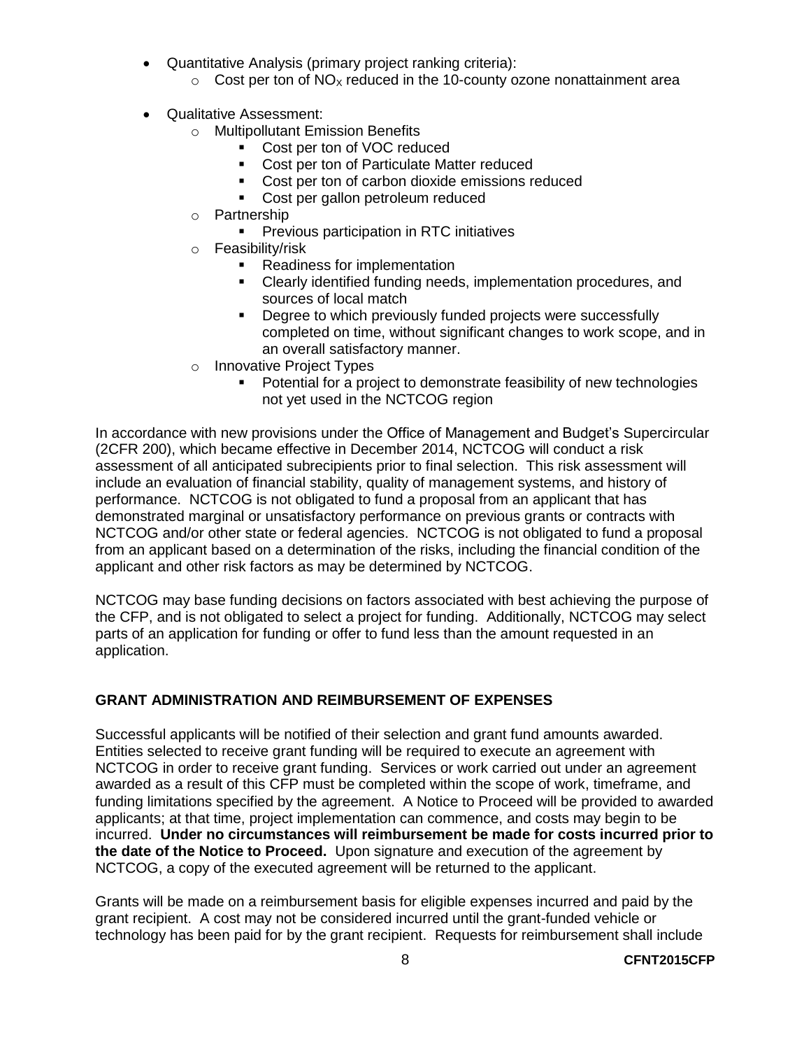- Quantitative Analysis (primary project ranking criteria):
  - Cost per ton of $NO_X$ reduced in the 10-county ozone nonattainment area

- Qualitative Assessment:
  - Multipollutant Emission Benefits
    - Cost per ton of VOC reduced
    - Cost per ton of Particulate Matter reduced
    - Cost per ton of carbon dioxide emissions reduced
    - Cost per gallon petroleum reduced
  - Partnership
    - Previous participation in RTC initiatives
  - Feasibility/risk
    - Readiness for implementation
    - Clearly identified funding needs, implementation procedures, and sources of local match
    - Degree to which previously funded projects were successfully completed on time, without significant changes to work scope, and in an overall satisfactory manner.
  - Innovative Project Types
    - Potential for a project to demonstrate feasibility of new technologies not yet used in the NCTCOG region

In accordance with new provisions under the Office of Management and Budget's Supercircular (2CFR 200), which became effective in December 2014, NCTCOG will conduct a risk assessment of all anticipated subrecipients prior to final selection. This risk assessment will include an evaluation of financial stability, quality of management systems, and history of performance. NCTCOG is not obligated to fund a proposal from an applicant that has demonstrated marginal or unsatisfactory performance on previous grants or contracts with NCTCOG and/or other state or federal agencies. NCTCOG is not obligated to fund a proposal from an applicant based on a determination of the risks, including the financial condition of the applicant and other risk factors as may be determined by NCTCOG.

NCTCOG may base funding decisions on factors associated with best achieving the purpose of the CFP, and is not obligated to select a project for funding. Additionally, NCTCOG may select parts of an application for funding or offer to fund less than the amount requested in an application.

## GRANT ADMINISTRATION AND REIMBURSEMENT OF EXPENSES

Successful applicants will be notified of their selection and grant fund amounts awarded. Entities selected to receive grant funding will be required to execute an agreement with NCTCOG in order to receive grant funding. Services or work carried out under an agreement awarded as a result of this CFP must be completed within the scope of work, timeframe, and funding limitations specified by the agreement. A Notice to Proceed will be provided to awarded applicants; at that time, project implementation can commence, and costs may begin to be incurred. **Under no circumstances will reimbursement be made for costs incurred prior to the date of the Notice to Proceed.** Upon signature and execution of the agreement by NCTCOG, a copy of the executed agreement will be returned to the applicant.

Grants will be made on a reimbursement basis for eligible expenses incurred and paid by the grant recipient. A cost may not be considered incurred until the grant-funded vehicle or technology has been paid for by the grant recipient. Requests for reimbursement shall include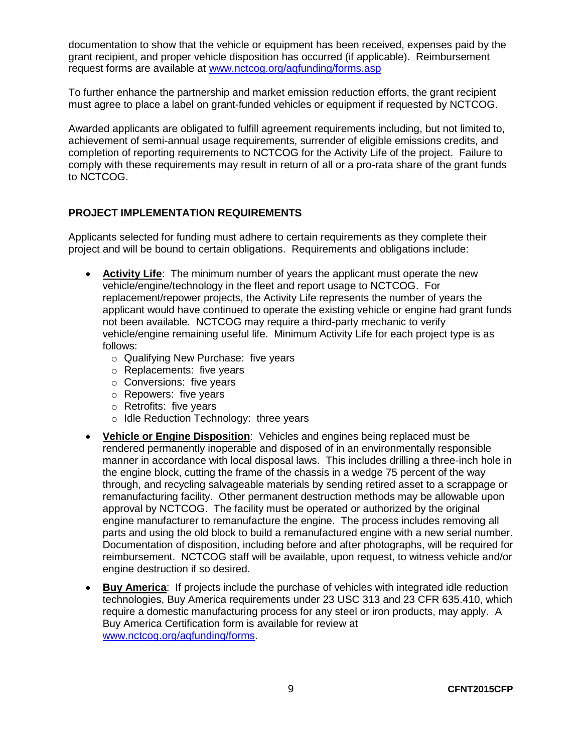documentation to show that the vehicle or equipment has been received, expenses paid by the grant recipient, and proper vehicle disposition has occurred (if applicable). Reimbursement request forms are available at www.nctcog.org/aqfunding/forms.asp

To further enhance the partnership and market emission reduction efforts, the grant recipient must agree to place a label on grant-funded vehicles or equipment if requested by NCTCOG.

Awarded applicants are obligated to fulfill agreement requirements including, but not limited to, achievement of semi-annual usage requirements, surrender of eligible emissions credits, and completion of reporting requirements to NCTCOG for the Activity Life of the project. Failure to comply with these requirements may result in return of all or a pro-rata share of the grant funds to NCTCOG.

## PROJECT IMPLEMENTATION REQUIREMENTS

Applicants selected for funding must adhere to certain requirements as they complete their project and will be bound to certain obligations. Requirements and obligations include:

- **Activity Life**: The minimum number of years the applicant must operate the new vehicle/engine/technology in the fleet and report usage to NCTCOG. For replacement/repower projects, the Activity Life represents the number of years the applicant would have continued to operate the existing vehicle or engine had grant funds not been available. NCTCOG may require a third-party mechanic to verify vehicle/engine remaining useful life. Minimum Activity Life for each project type is as follows:
  - Qualifying New Purchase: five years
  - Replacements: five years
  - Conversions: five years
  - Repowers: five years
  - Retrofits: five years
  - Idle Reduction Technology: three years
- **Vehicle or Engine Disposition**: Vehicles and engines being replaced must be rendered permanently inoperable and disposed of in an environmentally responsible manner in accordance with local disposal laws. This includes drilling a three-inch hole in the engine block, cutting the frame of the chassis in a wedge 75 percent of the way through, and recycling salvageable materials by sending retired asset to a scrappage or remanufacturing facility. Other permanent destruction methods may be allowable upon approval by NCTCOG. The facility must be operated or authorized by the original engine manufacturer to remanufacture the engine. The process includes removing all parts and using the old block to build a remanufactured engine with a new serial number. Documentation of disposition, including before and after photographs, will be required for reimbursement. NCTCOG staff will be available, upon request, to witness vehicle and/or engine destruction if so desired.
- **Buy America**: If projects include the purchase of vehicles with integrated idle reduction technologies, Buy America requirements under 23 USC 313 and 23 CFR 635.410, which require a domestic manufacturing process for any steel or iron products, may apply. A Buy America Certification form is available for review at www.nctcog.org/aqfunding/forms.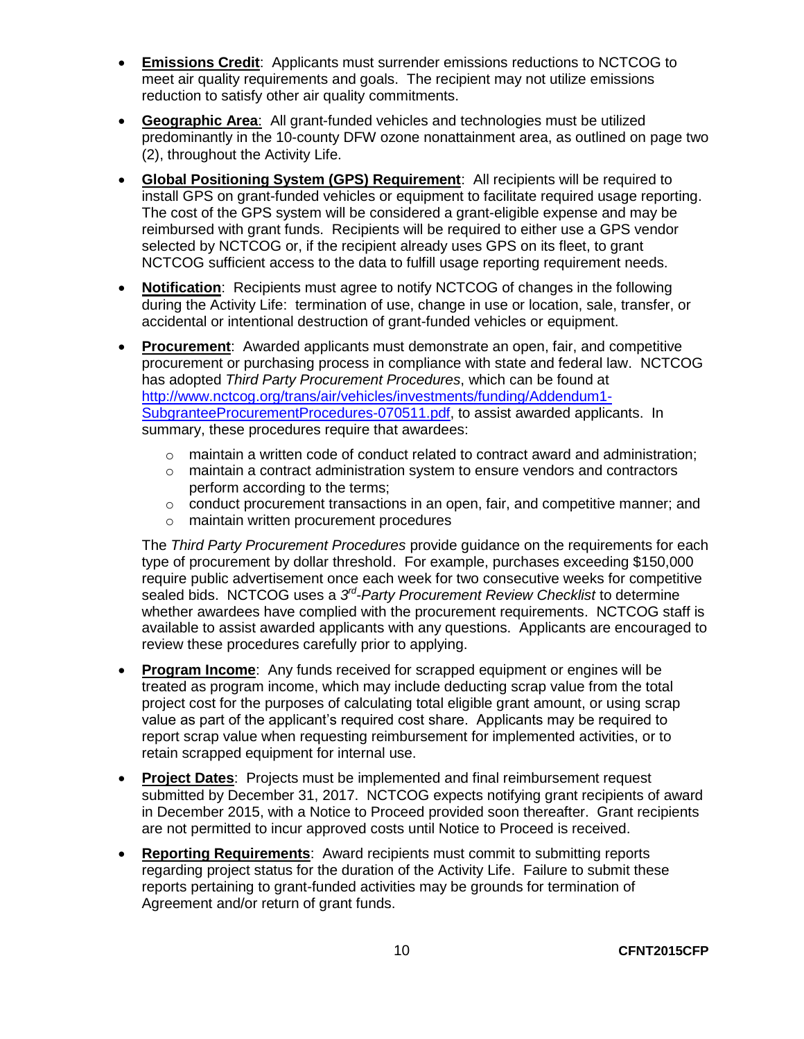- **Emissions Credit**: Applicants must surrender emissions reductions to NCTCOG to meet air quality requirements and goals. The recipient may not utilize emissions reduction to satisfy other air quality commitments.

- **Geographic Area**: All grant-funded vehicles and technologies must be utilized predominantly in the 10-county DFW ozone nonattainment area, as outlined on page two (2), throughout the Activity Life.

- **Global Positioning System (GPS) Requirement**: All recipients will be required to install GPS on grant-funded vehicles or equipment to facilitate required usage reporting. The cost of the GPS system will be considered a grant-eligible expense and may be reimbursed with grant funds. Recipients will be required to either use a GPS vendor selected by NCTCOG or, if the recipient already uses GPS on its fleet, to grant NCTCOG sufficient access to the data to fulfill usage reporting requirement needs.

- **Notification**: Recipients must agree to notify NCTCOG of changes in the following during the Activity Life: termination of use, change in use or location, sale, transfer, or accidental or intentional destruction of grant-funded vehicles or equipment.

- **Procurement**: Awarded applicants must demonstrate an open, fair, and competitive procurement or purchasing process in compliance with state and federal law. NCTCOG has adopted *Third Party Procurement Procedures*, which can be found at [http://www.nctcog.org/trans/air/vehicles/investments/funding/Addendum1-SubgranteeProcurementProcedures-070511.pdf](http://www.nctcog.org/trans/air/vehicles/investments/funding/Addendum1-SubgranteeProcurementProcedures-070511.pdf), to assist awarded applicants. In summary, these procedures require that awardees:

  - maintain a written code of conduct related to contract award and administration;
  - maintain a contract administration system to ensure vendors and contractors perform according to the terms;
  - conduct procurement transactions in an open, fair, and competitive manner; and
  - maintain written procurement procedures

  The *Third Party Procurement Procedures* provide guidance on the requirements for each type of procurement by dollar threshold. For example, purchases exceeding $150,000 require public advertisement once each week for two consecutive weeks for competitive sealed bids. NCTCOG uses a *3rd-Party Procurement Review Checklist* to determine whether awardees have complied with the procurement requirements. NCTCOG staff is available to assist awarded applicants with any questions. Applicants are encouraged to review these procedures carefully prior to applying.

- **Program Income**: Any funds received for scrapped equipment or engines will be treated as program income, which may include deducting scrap value from the total project cost for the purposes of calculating total eligible grant amount, or using scrap value as part of the applicant's required cost share. Applicants may be required to report scrap value when requesting reimbursement for implemented activities, or to retain scrapped equipment for internal use.

- **Project Dates**: Projects must be implemented and final reimbursement request submitted by December 31, 2017. NCTCOG expects notifying grant recipients of award in December 2015, with a Notice to Proceed provided soon thereafter. Grant recipients are not permitted to incur approved costs until Notice to Proceed is received.

- **Reporting Requirements**: Award recipients must commit to submitting reports regarding project status for the duration of the Activity Life. Failure to submit these reports pertaining to grant-funded activities may be grounds for termination of Agreement and/or return of grant funds.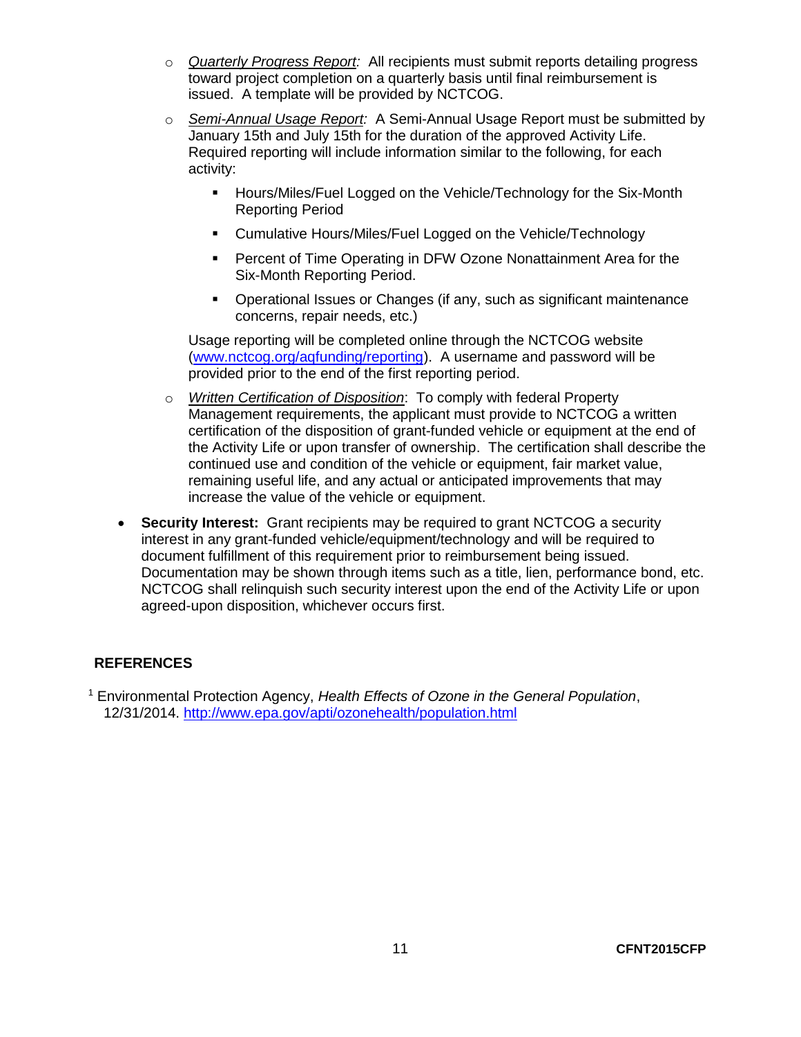- *Quarterly Progress Report:* All recipients must submit reports detailing progress toward project completion on a quarterly basis until final reimbursement is issued. A template will be provided by NCTCOG.
   - *Semi-Annual Usage Report:* A Semi-Annual Usage Report must be submitted by January 15th and July 15th for the duration of the approved Activity Life. Required reporting will include information similar to the following, for each activity:
     - Hours/Miles/Fuel Logged on the Vehicle/Technology for the Six-Month Reporting Period
     - Cumulative Hours/Miles/Fuel Logged on the Vehicle/Technology
     - Percent of Time Operating in DFW Ozone Nonattainment Area for the Six-Month Reporting Period.
     - Operational Issues or Changes (if any, such as significant maintenance concerns, repair needs, etc.)

     Usage reporting will be completed online through the NCTCOG website (www.nctcog.org/aqfunding/reporting). A username and password will be provided prior to the end of the first reporting period.
   - *Written Certification of Disposition*: To comply with federal Property Management requirements, the applicant must provide to NCTCOG a written certification of the disposition of grant-funded vehicle or equipment at the end of the Activity Life or upon transfer of ownership. The certification shall describe the continued use and condition of the vehicle or equipment, fair market value, remaining useful life, and any actual or anticipated improvements that may increase the value of the vehicle or equipment.

- **Security Interest:** Grant recipients may be required to grant NCTCOG a security interest in any grant-funded vehicle/equipment/technology and will be required to document fulfillment of this requirement prior to reimbursement being issued. Documentation may be shown through items such as a title, lien, performance bond, etc. NCTCOG shall relinquish such security interest upon the end of the Activity Life or upon agreed-upon disposition, whichever occurs first.

## REFERENCES

[1] Environmental Protection Agency, *Health Effects of Ozone in the General Population*, 12/31/2014. http://www.epa.gov/apti/ozonehealth/population.html